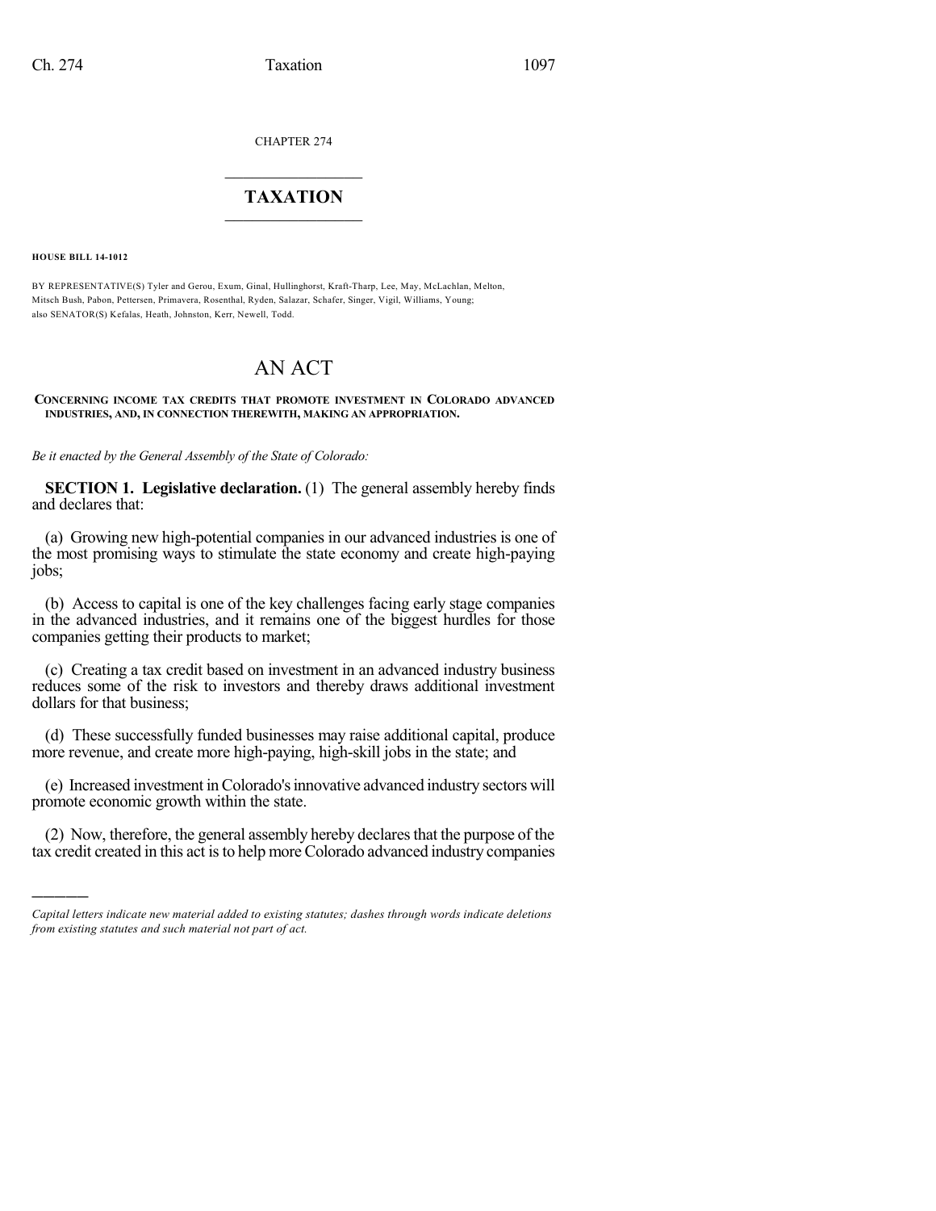CHAPTER 274

# TAXATION

**HOUSE BILL 14-1012**

BY REPRESENTATIVE(S) Tyler and Gerou, Exum, Ginal, Hullinghorst, Kraft-Tharp, Lee, May, McLachlan, Melton, Mitsch Bush, Pabon, Pettersen, Primavera, Rosenthal, Ryden, Salazar, Schafer, Singer, Vigil, Williams, Young; also SENATOR(S) Kefalas, Heath, Johnston, Kerr, Newell, Todd.

# AN ACT

**CONCERNING INCOME TAX CREDITS THAT PROMOTE INVESTMENT IN COLORADO ADVANCED INDUSTRIES, AND, IN CONNECTION THEREWITH, MAKING AN APPROPRIATION.**

*Be it enacted by the General Assembly of the State of Colorado:*

**SECTION 1. Legislative declaration.** (1) The general assembly hereby finds and declares that:

(a) Growing new high-potential companies in our advanced industries is one of the most promising ways to stimulate the state economy and create high-paying jobs;

(b) Access to capital is one of the key challenges facing early stage companies in the advanced industries, and it remains one of the biggest hurdles for those companies getting their products to market;

(c) Creating a tax credit based on investment in an advanced industry business reduces some of the risk to investors and thereby draws additional investment dollars for that business;

(d) These successfully funded businesses may raise additional capital, produce more revenue, and create more high-paying, high-skill jobs in the state; and

(e) Increased investment in Colorado's innovative advanced industry sectors will promote economic growth within the state.

(2) Now, therefore, the general assembly hereby declares that the purpose of the tax credit created in this act is to help more Colorado advanced industry companies

---

*Capital letters indicate new material added to existing statutes; dashes through words indicate deletions from existing statutes and such material not part of act.*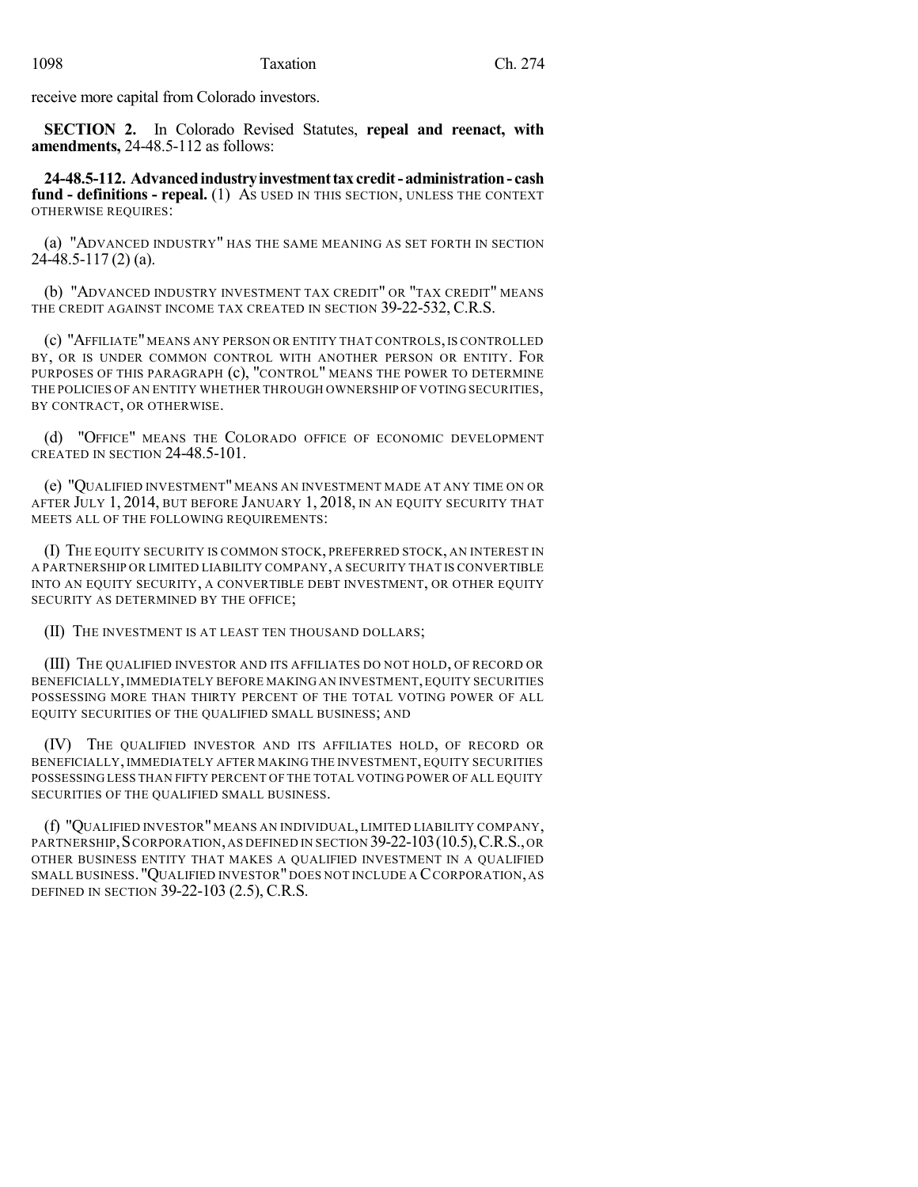receive more capital from Colorado investors.

**SECTION 2.** In Colorado Revised Statutes, **repeal and reenact, with amendments,** 24-48.5-112 as follows:

**24-48.5-112. Advanced industry investment tax credit - administration - cash fund - definitions - repeal.** (1) AS USED IN THIS SECTION, UNLESS THE CONTEXT OTHERWISE REQUIRES:

(a) "ADVANCED INDUSTRY" HAS THE SAME MEANING AS SET FORTH IN SECTION 24-48.5-117 (2) (a).

(b) "ADVANCED INDUSTRY INVESTMENT TAX CREDIT" OR "TAX CREDIT" MEANS THE CREDIT AGAINST INCOME TAX CREATED IN SECTION 39-22-532, C.R.S.

(c) "AFFILIATE" MEANS ANY PERSON OR ENTITY THAT CONTROLS, IS CONTROLLED BY, OR IS UNDER COMMON CONTROL WITH ANOTHER PERSON OR ENTITY. FOR PURPOSES OF THIS PARAGRAPH (c), "CONTROL" MEANS THE POWER TO DETERMINE THE POLICIES OF AN ENTITY WHETHER THROUGH OWNERSHIP OF VOTING SECURITIES, BY CONTRACT, OR OTHERWISE.

(d) "OFFICE" MEANS THE COLORADO OFFICE OF ECONOMIC DEVELOPMENT CREATED IN SECTION 24-48.5-101.

(e) "QUALIFIED INVESTMENT" MEANS AN INVESTMENT MADE AT ANY TIME ON OR AFTER JULY 1, 2014, BUT BEFORE JANUARY 1, 2018, IN AN EQUITY SECURITY THAT MEETS ALL OF THE FOLLOWING REQUIREMENTS:

(I) THE EQUITY SECURITY IS COMMON STOCK, PREFERRED STOCK, AN INTEREST IN A PARTNERSHIP OR LIMITED LIABILITY COMPANY, A SECURITY THAT IS CONVERTIBLE INTO AN EQUITY SECURITY, A CONVERTIBLE DEBT INVESTMENT, OR OTHER EQUITY SECURITY AS DETERMINED BY THE OFFICE;

(II) THE INVESTMENT IS AT LEAST TEN THOUSAND DOLLARS;

(III) THE QUALIFIED INVESTOR AND ITS AFFILIATES DO NOT HOLD, OF RECORD OR BENEFICIALLY, IMMEDIATELY BEFORE MAKING AN INVESTMENT, EQUITY SECURITIES POSSESSING MORE THAN THIRTY PERCENT OF THE TOTAL VOTING POWER OF ALL EQUITY SECURITIES OF THE QUALIFIED SMALL BUSINESS; AND

(IV) THE QUALIFIED INVESTOR AND ITS AFFILIATES HOLD, OF RECORD OR BENEFICIALLY, IMMEDIATELY AFTER MAKING THE INVESTMENT, EQUITY SECURITIES POSSESSING LESS THAN FIFTY PERCENT OF THE TOTAL VOTING POWER OF ALL EQUITY SECURITIES OF THE QUALIFIED SMALL BUSINESS.

(f) "QUALIFIED INVESTOR" MEANS AN INDIVIDUAL, LIMITED LIABILITY COMPANY, PARTNERSHIP, S CORPORATION, AS DEFINED IN SECTION 39-22-103 (10.5), C.R.S., OR OTHER BUSINESS ENTITY THAT MAKES A QUALIFIED INVESTMENT IN A QUALIFIED SMALL BUSINESS. "QUALIFIED INVESTOR" DOES NOT INCLUDE A C CORPORATION, AS DEFINED IN SECTION 39-22-103 (2.5), C.R.S.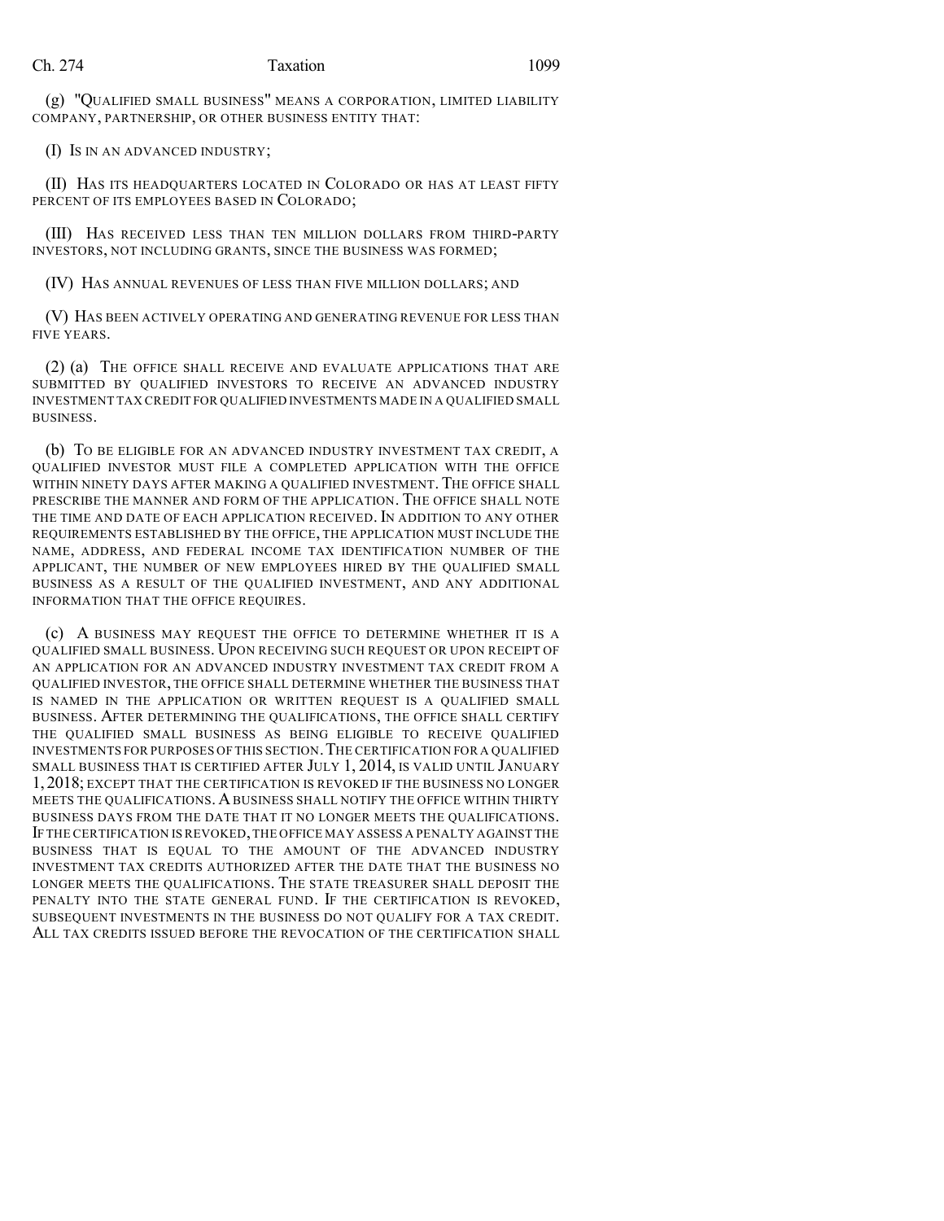(g) "QUALIFIED SMALL BUSINESS" MEANS A CORPORATION, LIMITED LIABILITY COMPANY, PARTNERSHIP, OR OTHER BUSINESS ENTITY THAT:

(I) IS IN AN ADVANCED INDUSTRY;

(II) HAS ITS HEADQUARTERS LOCATED IN COLORADO OR HAS AT LEAST FIFTY PERCENT OF ITS EMPLOYEES BASED IN COLORADO;

(III) HAS RECEIVED LESS THAN TEN MILLION DOLLARS FROM THIRD-PARTY INVESTORS, NOT INCLUDING GRANTS, SINCE THE BUSINESS WAS FORMED;

(IV) HAS ANNUAL REVENUES OF LESS THAN FIVE MILLION DOLLARS; AND

(V) HAS BEEN ACTIVELY OPERATING AND GENERATING REVENUE FOR LESS THAN FIVE YEARS.

(2) (a) THE OFFICE SHALL RECEIVE AND EVALUATE APPLICATIONS THAT ARE SUBMITTED BY QUALIFIED INVESTORS TO RECEIVE AN ADVANCED INDUSTRY INVESTMENT TAX CREDIT FOR QUALIFIED INVESTMENTS MADE IN A QUALIFIED SMALL BUSINESS.

(b) TO BE ELIGIBLE FOR AN ADVANCED INDUSTRY INVESTMENT TAX CREDIT, A QUALIFIED INVESTOR MUST FILE A COMPLETED APPLICATION WITH THE OFFICE WITHIN NINETY DAYS AFTER MAKING A QUALIFIED INVESTMENT. THE OFFICE SHALL PRESCRIBE THE MANNER AND FORM OF THE APPLICATION. THE OFFICE SHALL NOTE THE TIME AND DATE OF EACH APPLICATION RECEIVED. IN ADDITION TO ANY OTHER REQUIREMENTS ESTABLISHED BY THE OFFICE, THE APPLICATION MUST INCLUDE THE NAME, ADDRESS, AND FEDERAL INCOME TAX IDENTIFICATION NUMBER OF THE APPLICANT, THE NUMBER OF NEW EMPLOYEES HIRED BY THE QUALIFIED SMALL BUSINESS AS A RESULT OF THE QUALIFIED INVESTMENT, AND ANY ADDITIONAL INFORMATION THAT THE OFFICE REQUIRES.

(c) A BUSINESS MAY REQUEST THE OFFICE TO DETERMINE WHETHER IT IS A QUALIFIED SMALL BUSINESS. UPON RECEIVING SUCH REQUEST OR UPON RECEIPT OF AN APPLICATION FOR AN ADVANCED INDUSTRY INVESTMENT TAX CREDIT FROM A QUALIFIED INVESTOR, THE OFFICE SHALL DETERMINE WHETHER THE BUSINESS THAT IS NAMED IN THE APPLICATION OR WRITTEN REQUEST IS A QUALIFIED SMALL BUSINESS. AFTER DETERMINING THE QUALIFICATIONS, THE OFFICE SHALL CERTIFY THE QUALIFIED SMALL BUSINESS AS BEING ELIGIBLE TO RECEIVE QUALIFIED INVESTMENTS FOR PURPOSES OF THIS SECTION. THE CERTIFICATION FOR A QUALIFIED SMALL BUSINESS THAT IS CERTIFIED AFTER JULY 1, 2014, IS VALID UNTIL JANUARY 1, 2018; EXCEPT THAT THE CERTIFICATION IS REVOKED IF THE BUSINESS NO LONGER MEETS THE QUALIFICATIONS. A BUSINESS SHALL NOTIFY THE OFFICE WITHIN THIRTY BUSINESS DAYS FROM THE DATE THAT IT NO LONGER MEETS THE QUALIFICATIONS. IF THE CERTIFICATION IS REVOKED, THE OFFICE MAY ASSESS A PENALTY AGAINST THE BUSINESS THAT IS EQUAL TO THE AMOUNT OF THE ADVANCED INDUSTRY INVESTMENT TAX CREDITS AUTHORIZED AFTER THE DATE THAT THE BUSINESS NO LONGER MEETS THE QUALIFICATIONS. THE STATE TREASURER SHALL DEPOSIT THE PENALTY INTO THE STATE GENERAL FUND. IF THE CERTIFICATION IS REVOKED, SUBSEQUENT INVESTMENTS IN THE BUSINESS DO NOT QUALIFY FOR A TAX CREDIT. ALL TAX CREDITS ISSUED BEFORE THE REVOCATION OF THE CERTIFICATION SHALL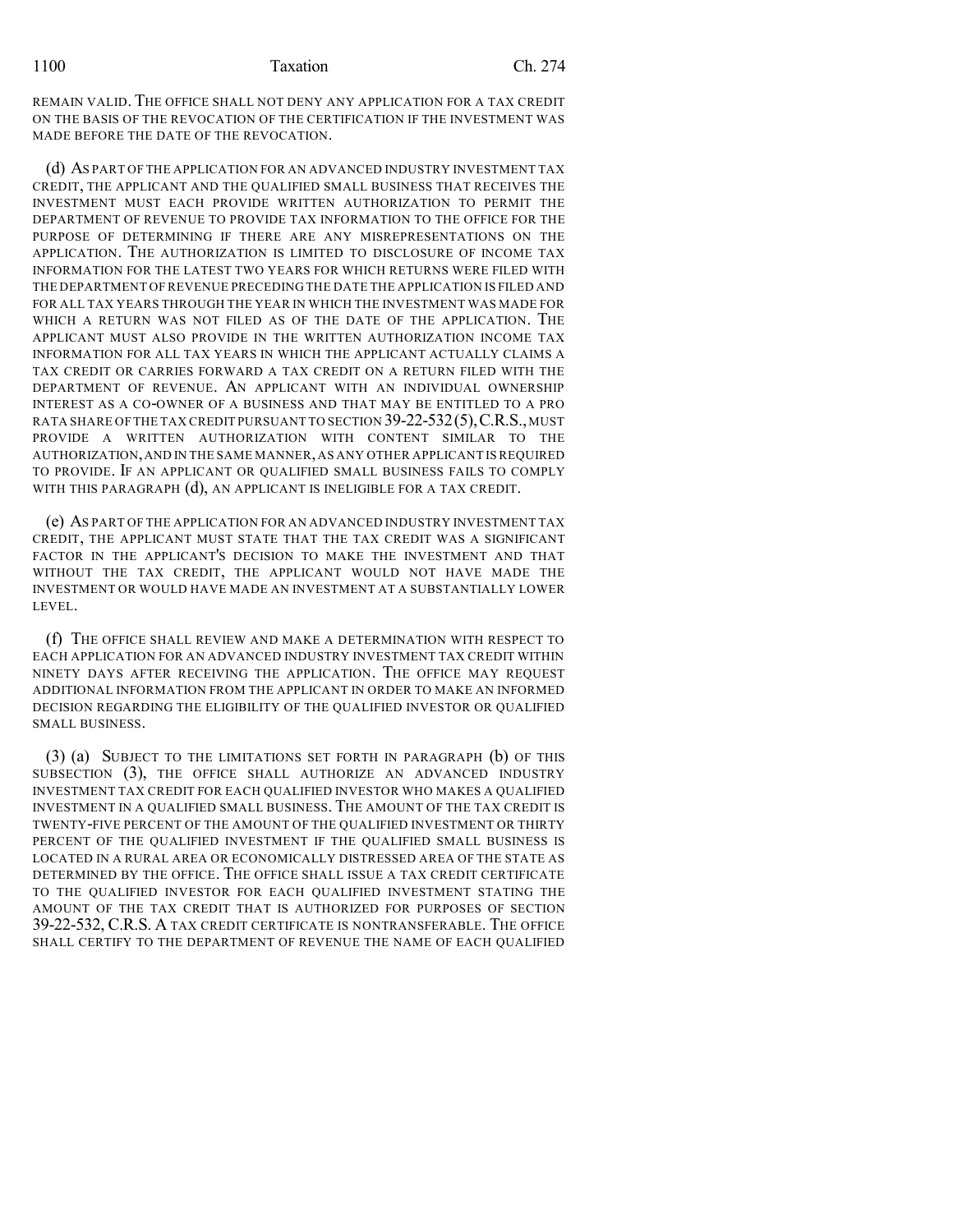REMAIN VALID. THE OFFICE SHALL NOT DENY ANY APPLICATION FOR A TAX CREDIT ON THE BASIS OF THE REVOCATION OF THE CERTIFICATION IF THE INVESTMENT WAS MADE BEFORE THE DATE OF THE REVOCATION.

(d) AS PART OF THE APPLICATION FOR AN ADVANCED INDUSTRY INVESTMENT TAX CREDIT, THE APPLICANT AND THE QUALIFIED SMALL BUSINESS THAT RECEIVES THE INVESTMENT MUST EACH PROVIDE WRITTEN AUTHORIZATION TO PERMIT THE DEPARTMENT OF REVENUE TO PROVIDE TAX INFORMATION TO THE OFFICE FOR THE PURPOSE OF DETERMINING IF THERE ARE ANY MISREPRESENTATIONS ON THE APPLICATION. THE AUTHORIZATION IS LIMITED TO DISCLOSURE OF INCOME TAX INFORMATION FOR THE LATEST TWO YEARS FOR WHICH RETURNS WERE FILED WITH THE DEPARTMENT OF REVENUE PRECEDING THE DATE THE APPLICATION IS FILED AND FOR ALL TAX YEARS THROUGH THE YEAR IN WHICH THE INVESTMENT WAS MADE FOR WHICH A RETURN WAS NOT FILED AS OF THE DATE OF THE APPLICATION. THE APPLICANT MUST ALSO PROVIDE IN THE WRITTEN AUTHORIZATION INCOME TAX INFORMATION FOR ALL TAX YEARS IN WHICH THE APPLICANT ACTUALLY CLAIMS A TAX CREDIT OR CARRIES FORWARD A TAX CREDIT ON A RETURN FILED WITH THE DEPARTMENT OF REVENUE. AN APPLICANT WITH AN INDIVIDUAL OWNERSHIP INTEREST AS A CO-OWNER OF A BUSINESS AND THAT MAY BE ENTITLED TO A PRO RATA SHARE OF THE TAX CREDIT PURSUANT TO SECTION 39-22-532 (5), C.R.S., MUST PROVIDE A WRITTEN AUTHORIZATION WITH CONTENT SIMILAR TO THE AUTHORIZATION, AND IN THE SAME MANNER, AS ANY OTHER APPLICANT IS REQUIRED TO PROVIDE. IF AN APPLICANT OR QUALIFIED SMALL BUSINESS FAILS TO COMPLY WITH THIS PARAGRAPH (d), AN APPLICANT IS INELIGIBLE FOR A TAX CREDIT.

(e) AS PART OF THE APPLICATION FOR AN ADVANCED INDUSTRY INVESTMENT TAX CREDIT, THE APPLICANT MUST STATE THAT THE TAX CREDIT WAS A SIGNIFICANT FACTOR IN THE APPLICANT'S DECISION TO MAKE THE INVESTMENT AND THAT WITHOUT THE TAX CREDIT, THE APPLICANT WOULD NOT HAVE MADE THE INVESTMENT OR WOULD HAVE MADE AN INVESTMENT AT A SUBSTANTIALLY LOWER LEVEL.

(f) THE OFFICE SHALL REVIEW AND MAKE A DETERMINATION WITH RESPECT TO EACH APPLICATION FOR AN ADVANCED INDUSTRY INVESTMENT TAX CREDIT WITHIN NINETY DAYS AFTER RECEIVING THE APPLICATION. THE OFFICE MAY REQUEST ADDITIONAL INFORMATION FROM THE APPLICANT IN ORDER TO MAKE AN INFORMED DECISION REGARDING THE ELIGIBILITY OF THE QUALIFIED INVESTOR OR QUALIFIED SMALL BUSINESS.

(3) (a) SUBJECT TO THE LIMITATIONS SET FORTH IN PARAGRAPH (b) OF THIS SUBSECTION (3), THE OFFICE SHALL AUTHORIZE AN ADVANCED INDUSTRY INVESTMENT TAX CREDIT FOR EACH QUALIFIED INVESTOR WHO MAKES A QUALIFIED INVESTMENT IN A QUALIFIED SMALL BUSINESS. THE AMOUNT OF THE TAX CREDIT IS TWENTY-FIVE PERCENT OF THE AMOUNT OF THE QUALIFIED INVESTMENT OR THIRTY PERCENT OF THE QUALIFIED INVESTMENT IF THE QUALIFIED SMALL BUSINESS IS LOCATED IN A RURAL AREA OR ECONOMICALLY DISTRESSED AREA OF THE STATE AS DETERMINED BY THE OFFICE. THE OFFICE SHALL ISSUE A TAX CREDIT CERTIFICATE TO THE QUALIFIED INVESTOR FOR EACH QUALIFIED INVESTMENT STATING THE AMOUNT OF THE TAX CREDIT THAT IS AUTHORIZED FOR PURPOSES OF SECTION 39-22-532, C.R.S. A TAX CREDIT CERTIFICATE IS NONTRANSFERABLE. THE OFFICE SHALL CERTIFY TO THE DEPARTMENT OF REVENUE THE NAME OF EACH QUALIFIED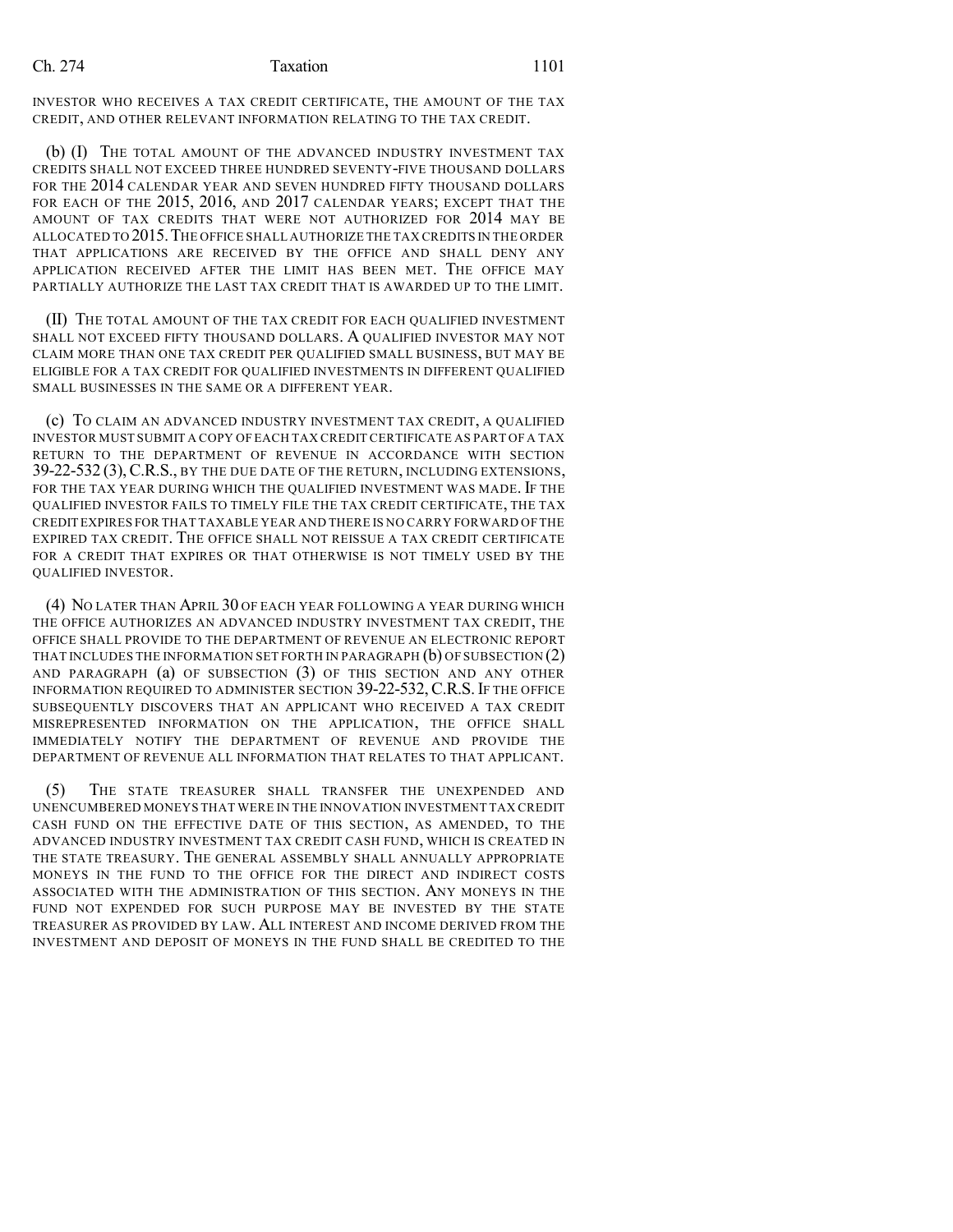INVESTOR WHO RECEIVES A TAX CREDIT CERTIFICATE, THE AMOUNT OF THE TAX CREDIT, AND OTHER RELEVANT INFORMATION RELATING TO THE TAX CREDIT.

(b) (I) THE TOTAL AMOUNT OF THE ADVANCED INDUSTRY INVESTMENT TAX CREDITS SHALL NOT EXCEED THREE HUNDRED SEVENTY-FIVE THOUSAND DOLLARS FOR THE 2014 CALENDAR YEAR AND SEVEN HUNDRED FIFTY THOUSAND DOLLARS FOR EACH OF THE 2015, 2016, AND 2017 CALENDAR YEARS; EXCEPT THAT THE AMOUNT OF TAX CREDITS THAT WERE NOT AUTHORIZED FOR 2014 MAY BE ALLOCATED TO 2015. THE OFFICE SHALL AUTHORIZE THE TAX CREDITS IN THE ORDER THAT APPLICATIONS ARE RECEIVED BY THE OFFICE AND SHALL DENY ANY APPLICATION RECEIVED AFTER THE LIMIT HAS BEEN MET. THE OFFICE MAY PARTIALLY AUTHORIZE THE LAST TAX CREDIT THAT IS AWARDED UP TO THE LIMIT.

(II) THE TOTAL AMOUNT OF THE TAX CREDIT FOR EACH QUALIFIED INVESTMENT SHALL NOT EXCEED FIFTY THOUSAND DOLLARS. A QUALIFIED INVESTOR MAY NOT CLAIM MORE THAN ONE TAX CREDIT PER QUALIFIED SMALL BUSINESS, BUT MAY BE ELIGIBLE FOR A TAX CREDIT FOR QUALIFIED INVESTMENTS IN DIFFERENT QUALIFIED SMALL BUSINESSES IN THE SAME OR A DIFFERENT YEAR.

(c) TO CLAIM AN ADVANCED INDUSTRY INVESTMENT TAX CREDIT, A QUALIFIED INVESTOR MUST SUBMIT A COPY OF EACH TAX CREDIT CERTIFICATE AS PART OF A TAX RETURN TO THE DEPARTMENT OF REVENUE IN ACCORDANCE WITH SECTION 39-22-532 (3), C.R.S., BY THE DUE DATE OF THE RETURN, INCLUDING EXTENSIONS, FOR THE TAX YEAR DURING WHICH THE QUALIFIED INVESTMENT WAS MADE. IF THE QUALIFIED INVESTOR FAILS TO TIMELY FILE THE TAX CREDIT CERTIFICATE, THE TAX CREDIT EXPIRES FOR THAT TAXABLE YEAR AND THERE IS NO CARRY FORWARD OF THE EXPIRED TAX CREDIT. THE OFFICE SHALL NOT REISSUE A TAX CREDIT CERTIFICATE FOR A CREDIT THAT EXPIRES OR THAT OTHERWISE IS NOT TIMELY USED BY THE QUALIFIED INVESTOR.

(4) NO LATER THAN APRIL 30 OF EACH YEAR FOLLOWING A YEAR DURING WHICH THE OFFICE AUTHORIZES AN ADVANCED INDUSTRY INVESTMENT TAX CREDIT, THE OFFICE SHALL PROVIDE TO THE DEPARTMENT OF REVENUE AN ELECTRONIC REPORT THAT INCLUDES THE INFORMATION SET FORTH IN PARAGRAPH (b) OF SUBSECTION (2) AND PARAGRAPH (a) OF SUBSECTION (3) OF THIS SECTION AND ANY OTHER INFORMATION REQUIRED TO ADMINISTER SECTION 39-22-532, C.R.S. IF THE OFFICE SUBSEQUENTLY DISCOVERS THAT AN APPLICANT WHO RECEIVED A TAX CREDIT MISREPRESENTED INFORMATION ON THE APPLICATION, THE OFFICE SHALL IMMEDIATELY NOTIFY THE DEPARTMENT OF REVENUE AND PROVIDE THE DEPARTMENT OF REVENUE ALL INFORMATION THAT RELATES TO THAT APPLICANT.

(5) THE STATE TREASURER SHALL TRANSFER THE UNEXPENDED AND UNENCUMBERED MONEYS THAT WERE IN THE INNOVATION INVESTMENT TAX CREDIT CASH FUND ON THE EFFECTIVE DATE OF THIS SECTION, AS AMENDED, TO THE ADVANCED INDUSTRY INVESTMENT TAX CREDIT CASH FUND, WHICH IS CREATED IN THE STATE TREASURY. THE GENERAL ASSEMBLY SHALL ANNUALLY APPROPRIATE MONEYS IN THE FUND TO THE OFFICE FOR THE DIRECT AND INDIRECT COSTS ASSOCIATED WITH THE ADMINISTRATION OF THIS SECTION. ANY MONEYS IN THE FUND NOT EXPENDED FOR SUCH PURPOSE MAY BE INVESTED BY THE STATE TREASURER AS PROVIDED BY LAW. ALL INTEREST AND INCOME DERIVED FROM THE INVESTMENT AND DEPOSIT OF MONEYS IN THE FUND SHALL BE CREDITED TO THE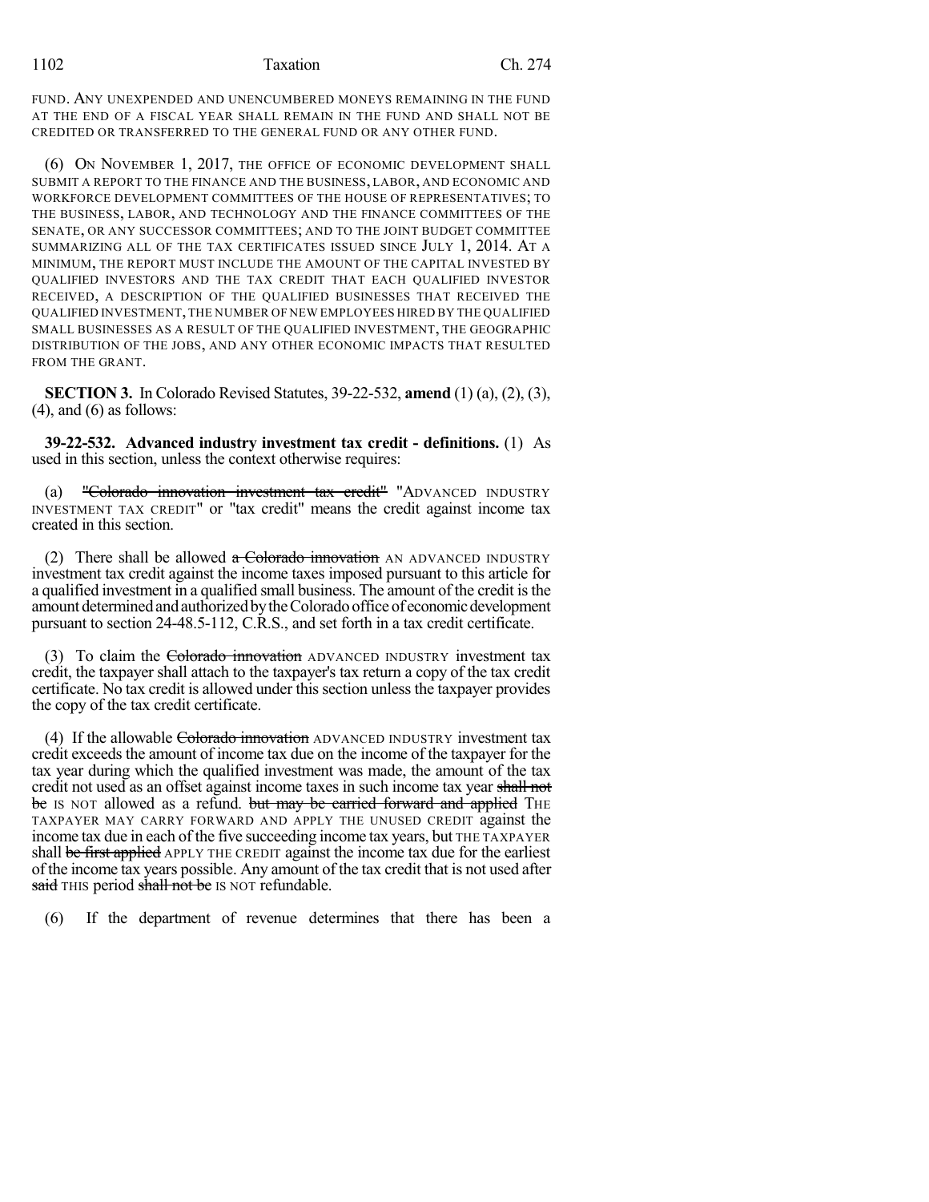FUND. ANY UNEXPENDED AND UNENCUMBERED MONEYS REMAINING IN THE FUND AT THE END OF A FISCAL YEAR SHALL REMAIN IN THE FUND AND SHALL NOT BE CREDITED OR TRANSFERRED TO THE GENERAL FUND OR ANY OTHER FUND.

(6) ON NOVEMBER 1, 2017, THE OFFICE OF ECONOMIC DEVELOPMENT SHALL SUBMIT A REPORT TO THE FINANCE AND THE BUSINESS, LABOR, AND ECONOMIC AND WORKFORCE DEVELOPMENT COMMITTEES OF THE HOUSE OF REPRESENTATIVES; TO THE BUSINESS, LABOR, AND TECHNOLOGY AND THE FINANCE COMMITTEES OF THE SENATE, OR ANY SUCCESSOR COMMITTEES; AND TO THE JOINT BUDGET COMMITTEE SUMMARIZING ALL OF THE TAX CERTIFICATES ISSUED SINCE JULY 1, 2014. AT A MINIMUM, THE REPORT MUST INCLUDE THE AMOUNT OF THE CAPITAL INVESTED BY QUALIFIED INVESTORS AND THE TAX CREDIT THAT EACH QUALIFIED INVESTOR RECEIVED, A DESCRIPTION OF THE QUALIFIED BUSINESSES THAT RECEIVED THE QUALIFIED INVESTMENT, THE NUMBER OF NEW EMPLOYEES HIRED BY THE QUALIFIED SMALL BUSINESSES AS A RESULT OF THE QUALIFIED INVESTMENT, THE GEOGRAPHIC DISTRIBUTION OF THE JOBS, AND ANY OTHER ECONOMIC IMPACTS THAT RESULTED FROM THE GRANT.

**SECTION 3.** In Colorado Revised Statutes, 39-22-532, **amend** (1) (a), (2), (3), (4), and (6) as follows:

**39-22-532. Advanced industry investment tax credit - definitions.** (1) As used in this section, unless the context otherwise requires:

(a) ~~"Colorado innovation investment tax credit"~~ "ADVANCED INDUSTRY INVESTMENT TAX CREDIT" or "tax credit" means the credit against income tax created in this section.

(2) There shall be allowed ~~a Colorado innovation~~ AN ADVANCED INDUSTRY investment tax credit against the income taxes imposed pursuant to this article for a qualified investment in a qualified small business. The amount of the credit is the amount determined and authorized by the Colorado office of economic development pursuant to section 24-48.5-112, C.R.S., and set forth in a tax credit certificate.

(3) To claim the ~~Colorado innovation~~ ADVANCED INDUSTRY investment tax credit, the taxpayer shall attach to the taxpayer's tax return a copy of the tax credit certificate. No tax credit is allowed under this section unless the taxpayer provides the copy of the tax credit certificate.

(4) If the allowable ~~Colorado innovation~~ ADVANCED INDUSTRY investment tax credit exceeds the amount of income tax due on the income of the taxpayer for the tax year during which the qualified investment was made, the amount of the tax credit not used as an offset against income taxes in such income tax year ~~shall not be~~ IS NOT allowed as a refund. ~~but may be carried forward and applied~~ THE TAXPAYER MAY CARRY FORWARD AND APPLY THE UNUSED CREDIT against the income tax due in each of the five succeeding income tax years, but THE TAXPAYER shall ~~be first applied~~ APPLY THE CREDIT against the income tax due for the earliest of the income tax years possible. Any amount of the tax credit that is not used after ~~said~~ THIS period ~~shall not be~~ IS NOT refundable.

(6) If the department of revenue determines that there has been a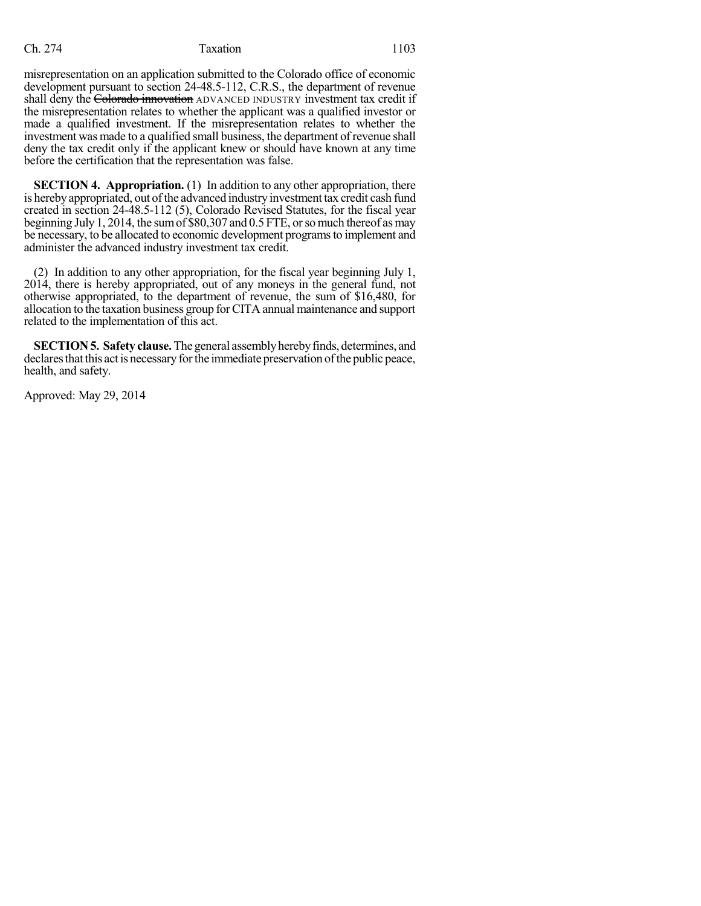misrepresentation on an application submitted to the Colorado office of economic development pursuant to section 24-48.5-112, C.R.S., the department of revenue shall deny the ~~Colorado innovation~~ ADVANCED INDUSTRY investment tax credit if the misrepresentation relates to whether the applicant was a qualified investor or made a qualified investment. If the misrepresentation relates to whether the investment was made to a qualified small business, the department of revenue shall deny the tax credit only if the applicant knew or should have known at any time before the certification that the representation was false.

**SECTION 4. Appropriation.** (1) In addition to any other appropriation, there is hereby appropriated, out of the advanced industry investment tax credit cash fund created in section 24-48.5-112 (5), Colorado Revised Statutes, for the fiscal year beginning July 1, 2014, the sum of $80,307 and 0.5 FTE, or so much thereof as may be necessary, to be allocated to economic development programs to implement and administer the advanced industry investment tax credit.

(2) In addition to any other appropriation, for the fiscal year beginning July 1, 2014, there is hereby appropriated, out of any moneys in the general fund, not otherwise appropriated, to the department of revenue, the sum of $16,480, for allocation to the taxation business group for CITA annual maintenance and support related to the implementation of this act.

**SECTION 5. Safety clause.** The general assembly hereby finds, determines, and declares that this act is necessary for the immediate preservation of the public peace, health, and safety.

Approved: May 29, 2014